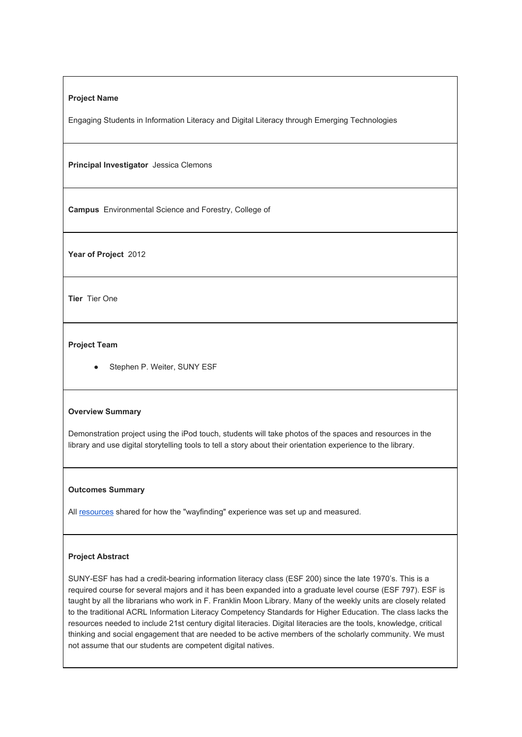**Project Name**

Engaging Students in Information Literacy and Digital Literacy through Emerging Technologies

**Principal Investigator** Jessica Clemons

**Campus** Environmental Science and Forestry, College of

**Year of Project** 2012

**Tier** Tier One

**Project Team**

- Stephen P. Weiter, SUNY ESF

**Overview Summary**

Demonstration project using the iPod touch, students will take photos of the spaces and resources in the library and use digital storytelling tools to tell a story about their orientation experience to the library.

**Outcomes Summary**

All resources shared for how the "wayfinding" experience was set up and measured.

**Project Abstract**

SUNY-ESF has had a credit-bearing information literacy class (ESF 200) since the late 1970's. This is a required course for several majors and it has been expanded into a graduate level course (ESF 797). ESF is taught by all the librarians who work in F. Franklin Moon Library. Many of the weekly units are closely related to the traditional ACRL Information Literacy Competency Standards for Higher Education. The class lacks the resources needed to include 21st century digital literacies. Digital literacies are the tools, knowledge, critical thinking and social engagement that are needed to be active members of the scholarly community. We must not assume that our students are competent digital natives.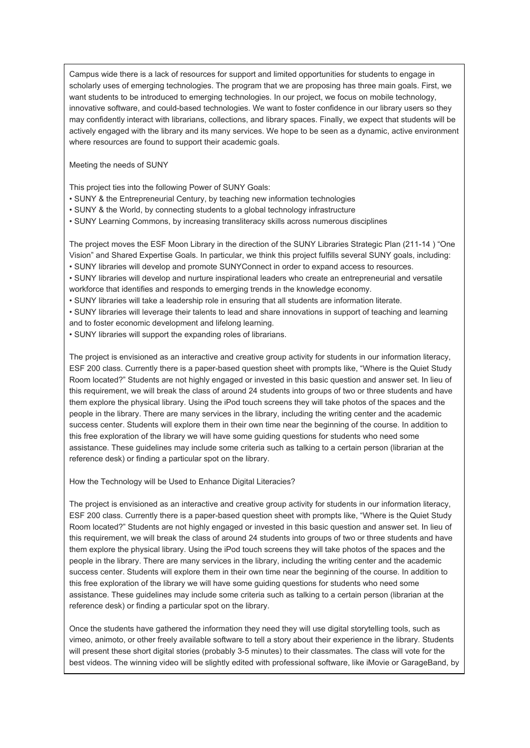Campus wide there is a lack of resources for support and limited opportunities for students to engage in scholarly uses of emerging technologies. The program that we are proposing has three main goals. First, we want students to be introduced to emerging technologies. In our project, we focus on mobile technology, innovative software, and could-based technologies. We want to foster confidence in our library users so they may confidently interact with librarians, collections, and library spaces. Finally, we expect that students will be actively engaged with the library and its many services. We hope to be seen as a dynamic, active environment where resources are found to support their academic goals.

Meeting the needs of SUNY

This project ties into the following Power of SUNY Goals:

- SUNY & the Entrepreneurial Century, by teaching new information technologies
- SUNY & the World, by connecting students to a global technology infrastructure
- SUNY Learning Commons, by increasing transliteracy skills across numerous disciplines

The project moves the ESF Moon Library in the direction of the SUNY Libraries Strategic Plan (211-14 ) "One Vision" and Shared Expertise Goals. In particular, we think this project fulfills several SUNY goals, including:

- SUNY libraries will develop and promote SUNYConnect in order to expand access to resources.
- SUNY libraries will develop and nurture inspirational leaders who create an entrepreneurial and versatile workforce that identifies and responds to emerging trends in the knowledge economy.
- SUNY libraries will take a leadership role in ensuring that all students are information literate.
- SUNY libraries will leverage their talents to lead and share innovations in support of teaching and learning and to foster economic development and lifelong learning.
- SUNY libraries will support the expanding roles of librarians.

The project is envisioned as an interactive and creative group activity for students in our information literacy, ESF 200 class. Currently there is a paper-based question sheet with prompts like, "Where is the Quiet Study Room located?" Students are not highly engaged or invested in this basic question and answer set. In lieu of this requirement, we will break the class of around 24 students into groups of two or three students and have them explore the physical library. Using the iPod touch screens they will take photos of the spaces and the people in the library. There are many services in the library, including the writing center and the academic success center. Students will explore them in their own time near the beginning of the course. In addition to this free exploration of the library we will have some guiding questions for students who need some assistance. These guidelines may include some criteria such as talking to a certain person (librarian at the reference desk) or finding a particular spot on the library.

How the Technology will be Used to Enhance Digital Literacies?

The project is envisioned as an interactive and creative group activity for students in our information literacy, ESF 200 class. Currently there is a paper-based question sheet with prompts like, "Where is the Quiet Study Room located?" Students are not highly engaged or invested in this basic question and answer set. In lieu of this requirement, we will break the class of around 24 students into groups of two or three students and have them explore the physical library. Using the iPod touch screens they will take photos of the spaces and the people in the library. There are many services in the library, including the writing center and the academic success center. Students will explore them in their own time near the beginning of the course. In addition to this free exploration of the library we will have some guiding questions for students who need some assistance. These guidelines may include some criteria such as talking to a certain person (librarian at the reference desk) or finding a particular spot on the library.

Once the students have gathered the information they need they will use digital storytelling tools, such as vimeo, animoto, or other freely available software to tell a story about their experience in the library. Students will present these short digital stories (probably 3-5 minutes) to their classmates. The class will vote for the best videos. The winning video will be slightly edited with professional software, like iMovie or GarageBand, by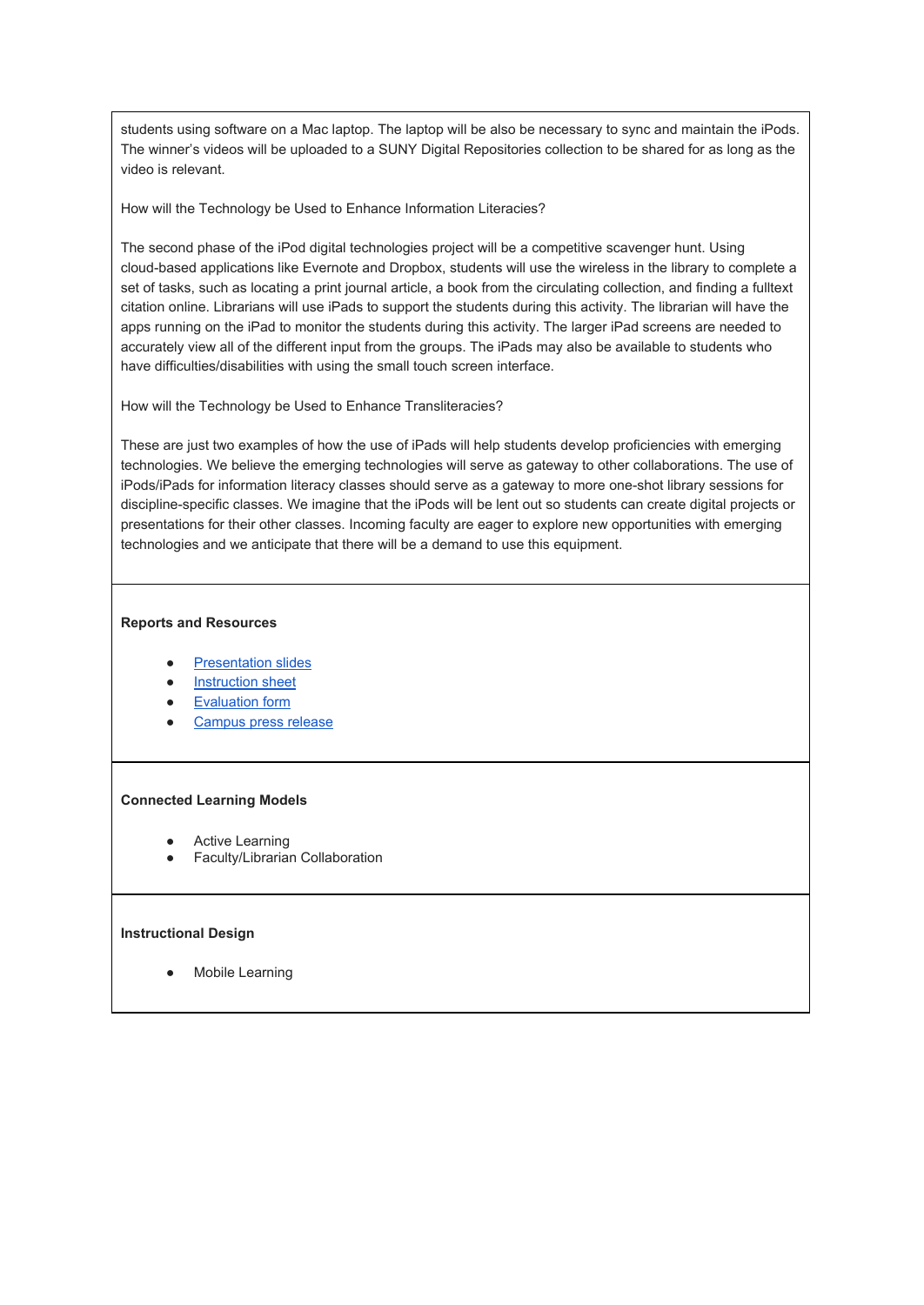students using software on a Mac laptop. The laptop will be also be necessary to sync and maintain the iPods. The winner's videos will be uploaded to a SUNY Digital Repositories collection to be shared for as long as the video is relevant.

How will the Technology be Used to Enhance Information Literacies?

The second phase of the iPod digital technologies project will be a competitive scavenger hunt. Using cloud-based applications like Evernote and Dropbox, students will use the wireless in the library to complete a set of tasks, such as locating a print journal article, a book from the circulating collection, and finding a fulltext citation online. Librarians will use iPads to support the students during this activity. The librarian will have the apps running on the iPad to monitor the students during this activity. The larger iPad screens are needed to accurately view all of the different input from the groups. The iPads may also be available to students who have difficulties/disabilities with using the small touch screen interface.

How will the Technology be Used to Enhance Transliteracies?

These are just two examples of how the use of iPads will help students develop proficiencies with emerging technologies. We believe the emerging technologies will serve as gateway to other collaborations. The use of iPods/iPads for information literacy classes should serve as a gateway to more one-shot library sessions for discipline-specific classes. We imagine that the iPods will be lent out so students can create digital projects or presentations for their other classes. Incoming faculty are eager to explore new opportunities with emerging technologies and we anticipate that there will be a demand to use this equipment.

**Reports and Resources**

- Presentation slides
- Instruction sheet
- Evaluation form
- Campus press release

**Connected Learning Models**

- Active Learning
- Faculty/Librarian Collaboration

**Instructional Design**

- Mobile Learning